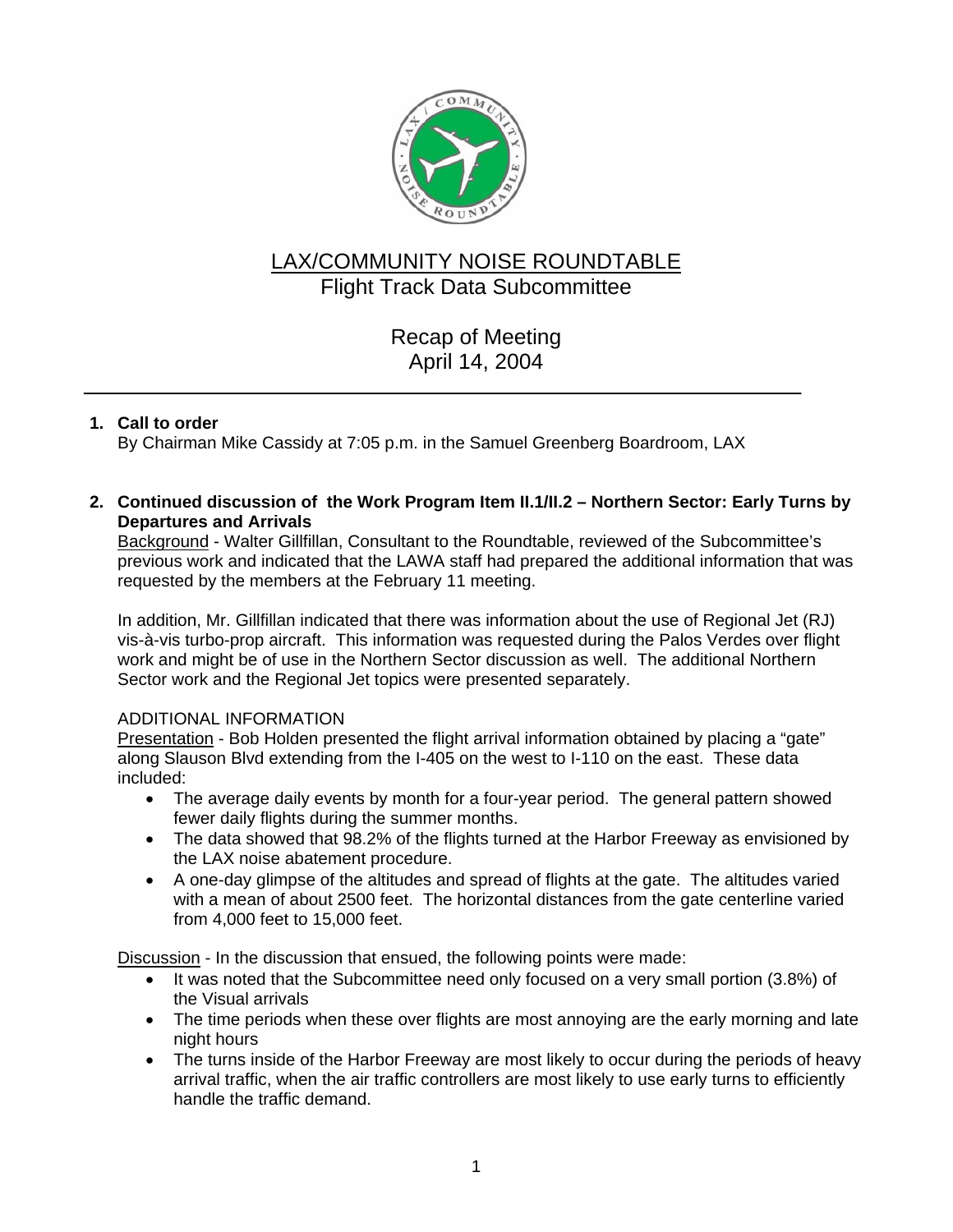# LAX/COMMUNITY NOISE ROUNDTABLE

## Flight Track Data Subcommittee

### Recap of Meeting
### April 14, 2004

---

**1. Call to order**

By Chairman Mike Cassidy at 7:05 p.m. in the Samuel Greenberg Boardroom, LAX

**2. Continued discussion of the Work Program Item II.1/II.2 – Northern Sector: Early Turns by Departures and Arrivals**

Background - Walter Gillfillan, Consultant to the Roundtable, reviewed of the Subcommittee's previous work and indicated that the LAWA staff had prepared the additional information that was requested by the members at the February 11 meeting.

In addition, Mr. Gillfillan indicated that there was information about the use of Regional Jet (RJ) vis-à-vis turbo-prop aircraft. This information was requested during the Palos Verdes over flight work and might be of use in the Northern Sector discussion as well. The additional Northern Sector work and the Regional Jet topics were presented separately.

ADDITIONAL INFORMATION

Presentation - Bob Holden presented the flight arrival information obtained by placing a "gate" along Slauson Blvd extending from the I-405 on the west to I-110 on the east. These data included:

- The average daily events by month for a four-year period. The general pattern showed fewer daily flights during the summer months.
- The data showed that 98.2% of the flights turned at the Harbor Freeway as envisioned by the LAX noise abatement procedure.
- A one-day glimpse of the altitudes and spread of flights at the gate. The altitudes varied with a mean of about 2500 feet. The horizontal distances from the gate centerline varied from 4,000 feet to 15,000 feet.

Discussion - In the discussion that ensued, the following points were made:

- It was noted that the Subcommittee need only focused on a very small portion (3.8%) of the Visual arrivals
- The time periods when these over flights are most annoying are the early morning and late night hours
- The turns inside of the Harbor Freeway are most likely to occur during the periods of heavy arrival traffic, when the air traffic controllers are most likely to use early turns to efficiently handle the traffic demand.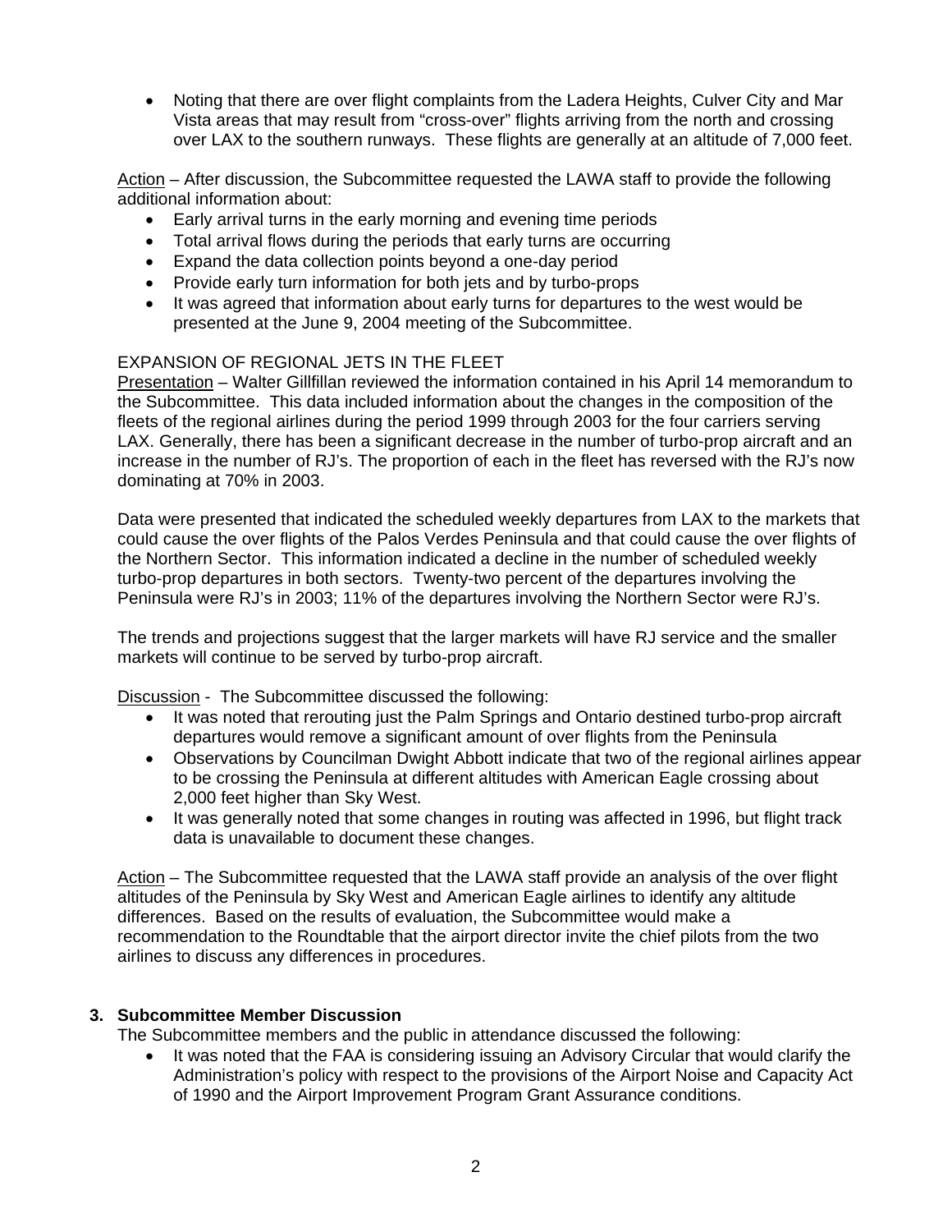- Noting that there are over flight complaints from the Ladera Heights, Culver City and Mar Vista areas that may result from "cross-over" flights arriving from the north and crossing over LAX to the southern runways. These flights are generally at an altitude of 7,000 feet.

Action – After discussion, the Subcommittee requested the LAWA staff to provide the following additional information about:

- Early arrival turns in the early morning and evening time periods
- Total arrival flows during the periods that early turns are occurring
- Expand the data collection points beyond a one-day period
- Provide early turn information for both jets and by turbo-props
- It was agreed that information about early turns for departures to the west would be presented at the June 9, 2004 meeting of the Subcommittee.

EXPANSION OF REGIONAL JETS IN THE FLEET

Presentation – Walter Gillfillan reviewed the information contained in his April 14 memorandum to the Subcommittee. This data included information about the changes in the composition of the fleets of the regional airlines during the period 1999 through 2003 for the four carriers serving LAX. Generally, there has been a significant decrease in the number of turbo-prop aircraft and an increase in the number of RJ's. The proportion of each in the fleet has reversed with the RJ's now dominating at 70% in 2003.

Data were presented that indicated the scheduled weekly departures from LAX to the markets that could cause the over flights of the Palos Verdes Peninsula and that could cause the over flights of the Northern Sector. This information indicated a decline in the number of scheduled weekly turbo-prop departures in both sectors. Twenty-two percent of the departures involving the Peninsula were RJ's in 2003; 11% of the departures involving the Northern Sector were RJ's.

The trends and projections suggest that the larger markets will have RJ service and the smaller markets will continue to be served by turbo-prop aircraft.

Discussion - The Subcommittee discussed the following:

- It was noted that rerouting just the Palm Springs and Ontario destined turbo-prop aircraft departures would remove a significant amount of over flights from the Peninsula
- Observations by Councilman Dwight Abbott indicate that two of the regional airlines appear to be crossing the Peninsula at different altitudes with American Eagle crossing about 2,000 feet higher than Sky West.
- It was generally noted that some changes in routing was affected in 1996, but flight track data is unavailable to document these changes.

Action – The Subcommittee requested that the LAWA staff provide an analysis of the over flight altitudes of the Peninsula by Sky West and American Eagle airlines to identify any altitude differences. Based on the results of evaluation, the Subcommittee would make a recommendation to the Roundtable that the airport director invite the chief pilots from the two airlines to discuss any differences in procedures.

**3. Subcommittee Member Discussion**

The Subcommittee members and the public in attendance discussed the following:

- It was noted that the FAA is considering issuing an Advisory Circular that would clarify the Administration's policy with respect to the provisions of the Airport Noise and Capacity Act of 1990 and the Airport Improvement Program Grant Assurance conditions.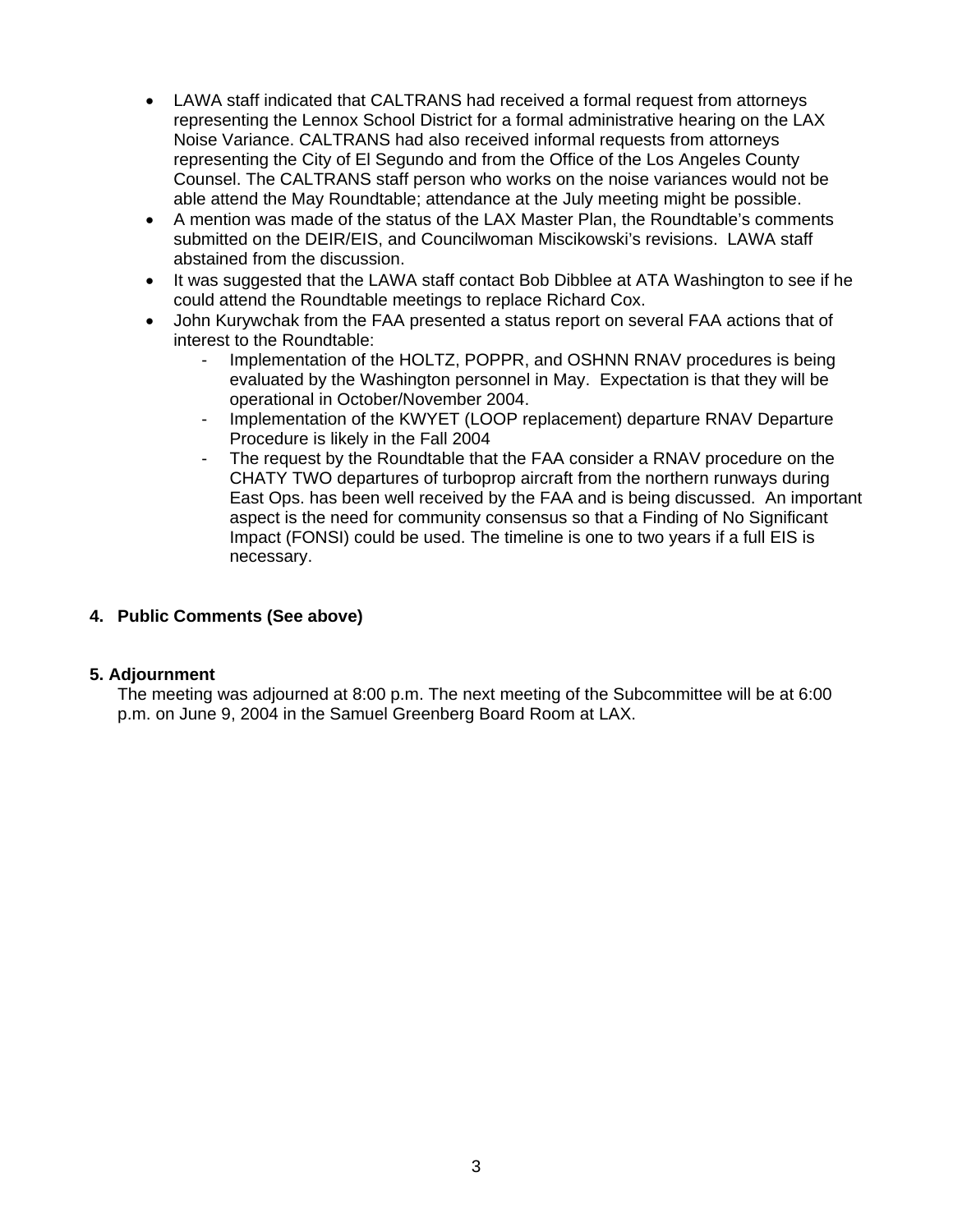- LAWA staff indicated that CALTRANS had received a formal request from attorneys representing the Lennox School District for a formal administrative hearing on the LAX Noise Variance. CALTRANS had also received informal requests from attorneys representing the City of El Segundo and from the Office of the Los Angeles County Counsel. The CALTRANS staff person who works on the noise variances would not be able attend the May Roundtable; attendance at the July meeting might be possible.
- A mention was made of the status of the LAX Master Plan, the Roundtable's comments submitted on the DEIR/EIS, and Councilwoman Miscikowski's revisions. LAWA staff abstained from the discussion.
- It was suggested that the LAWA staff contact Bob Dibblee at ATA Washington to see if he could attend the Roundtable meetings to replace Richard Cox.
- John Kurywchak from the FAA presented a status report on several FAA actions that of interest to the Roundtable:
  - Implementation of the HOLTZ, POPPR, and OSHNN RNAV procedures is being evaluated by the Washington personnel in May. Expectation is that they will be operational in October/November 2004.
  - Implementation of the KWYET (LOOP replacement) departure RNAV Departure Procedure is likely in the Fall 2004
  - The request by the Roundtable that the FAA consider a RNAV procedure on the CHATY TWO departures of turboprop aircraft from the northern runways during East Ops. has been well received by the FAA and is being discussed. An important aspect is the need for community consensus so that a Finding of No Significant Impact (FONSI) could be used. The timeline is one to two years if a full EIS is necessary.

**4. Public Comments (See above)**

**5. Adjournment**

The meeting was adjourned at 8:00 p.m. The next meeting of the Subcommittee will be at 6:00 p.m. on June 9, 2004 in the Samuel Greenberg Board Room at LAX.